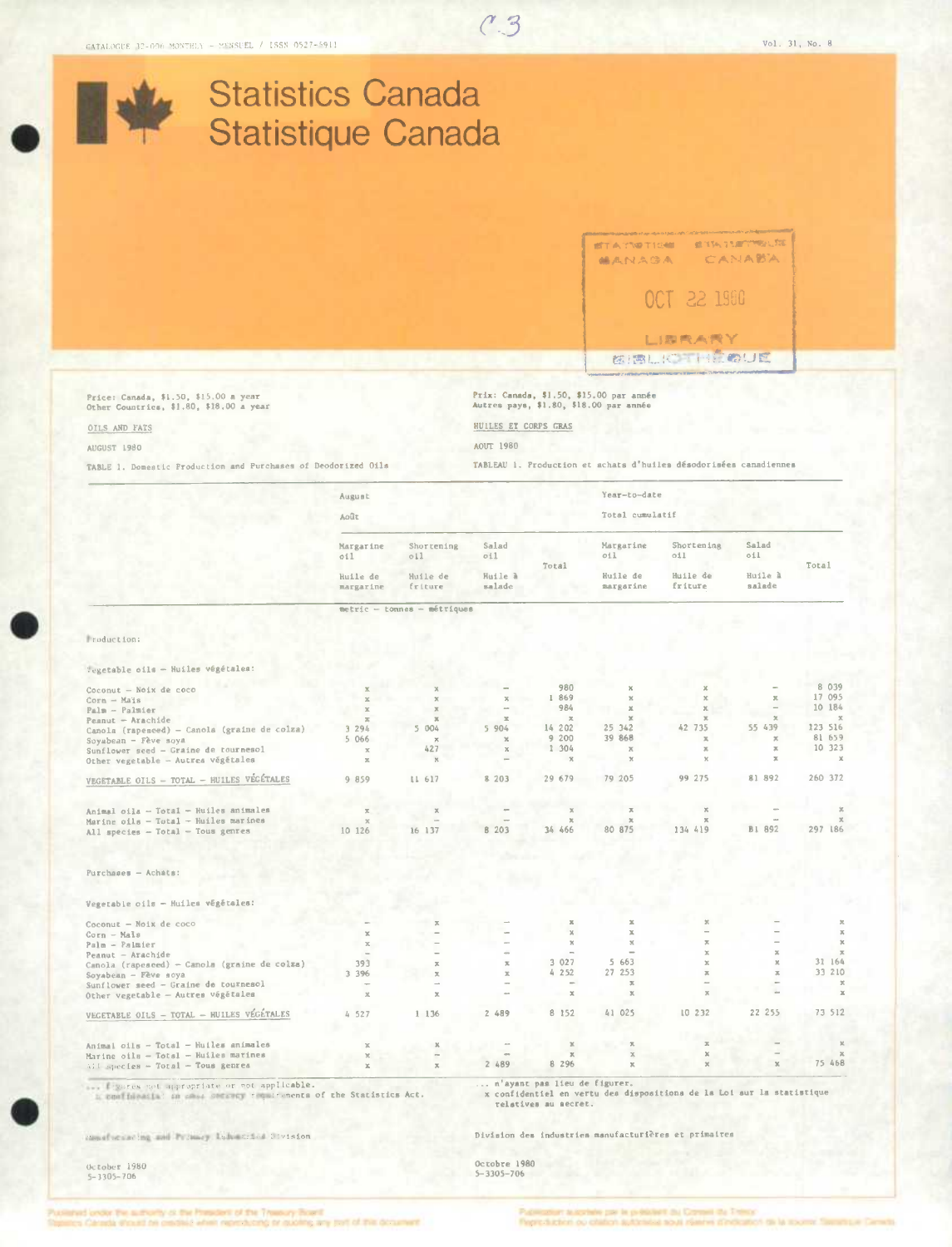CATALOGUE 32-006 MONTHLY - MENSUEL / ISSN 0527-5911

Vol. 31, No. 8

# Statistics Canada
# Statistique Canada

STATISTICS CANADA / STATISTIQUE CANADA
OCT 22 1980
LIBRARY / BIBLIOTHÈQUE

Price: Canada, $1.50, $15.00 a year
Other Countries, $1.80, $18.00 a year

Prix: Canada, $1.50, $15.00 par année
Autres pays, $1.80, $18.00 par année

## OILS AND FATS

## HUILES ET CORPS GRAS

AUGUST 1980

AOUT 1980

TABLE 1. Domestic Production and Purchases of Deodorized Oils

TABLEAU 1. Production et achats d'huiles désodorisées canadiennes

| | August / Août | | | | Year-to-date / Total cumulatif | | | |
|---|---|---|---|---|---|---|---|---|
| | Margarine oil / Huile de margarine | Shortening oil / Huile de friture | Salad oil / Huile à salade | Total | Margarine oil / Huile de margarine | Shortening oil / Huile de friture | Salad oil / Huile à salade | Total |
| | metric - tonnes - métriques | | | | | | | |
| **Production:** | | | | | | | | |
| Vegetable oils - Huiles végétales: | | | | | | | | |
| Coconut - Noix de coco | x | x | – | 980 | x | x | – | 8 039 |
| Corn - Maïs | x | x | x | 1 869 | x | x | x | 17 095 |
| Palm - Palmier | x | x | – | 984 | x | x | – | 10 184 |
| Peanut - Arachide | x | x | x | x | x | x | x | x |
| Canola (rapeseed) - Canola (graine de colza) | 3 294 | 5 004 | 5 904 | 14 202 | 25 342 | 42 735 | 55 439 | 123 516 |
| Soyabean - Fève soya | 5 066 | x | x | 9 200 | 39 868 | x | x | 81 659 |
| Sunflower seed - Graine de tournesol | x | 427 | x | 1 304 | x | x | x | 10 323 |
| Other vegetable - Autres végétales | x | x | – | x | x | x | x | x |
| VEGETABLE OILS - TOTAL - HUILES VÉGÉTALES | 9 859 | 11 617 | 8 203 | 29 679 | 79 205 | 99 275 | 81 892 | 260 372 |
| Animal oils - Total - Huiles animales | x | x | – | x | x | x | – | x |
| Marine oils - Total - Huiles marines | x | – | – | x | x | x | – | x |
| All species - Total - Tous genres | 10 126 | 16 137 | 8 203 | 34 466 | 80 875 | 134 419 | 81 892 | 297 186 |
| **Purchases - Achats:** | | | | | | | | |
| Vegetable oils - Huiles végétales: | | | | | | | | |
| Coconut - Noix de coco | – | x | – | x | x | x | – | x |
| Corn - Maïs | x | – | – | x | x | – | – | x |
| Palm - Palmier | x | – | – | x | x | x | – | x |
| Peanut - Arachide | – | – | – | – | – | x | x | x |
| Canola (rapeseed) - Canola (graine de colza) | 393 | x | x | 3 027 | 5 663 | x | x | 31 164 |
| Soyabean - Fève soya | 3 396 | x | x | 4 252 | 27 253 | x | x | 33 210 |
| Sunflower seed - Graine de tournesol | – | – | – | – | x | x | – | x |
| Other vegetable - Autres végétales | x | x | – | x | x | x | – | x |
| VEGETABLE OILS - TOTAL - HUILES VÉGÉTALES | 4 527 | 1 136 | 2 489 | 8 152 | 41 025 | 10 232 | 22 255 | 73 512 |
| Animal oils - Total - Huiles animales | x | x | – | x | x | x | – | x |
| Marine oils - Total - Huiles marines | x | – | – | x | x | x | – | x |
| All species - Total - Tous genres | x | x | 2 489 | 8 296 | x | x | x | 75 468 |

... figures not appropriate or not applicable.
x confidential to meet secrecy requirements of the Statistics Act.

... n'ayant pas lieu de figurer.
x confidentiel en vertu des dispositions de la Loi sur la statistique relatives au secret.

Manufacturing and Primary Industries Division

Division des industries manufacturières et primaires

October 1980
5-3305-706

Octobre 1980
5-3305-706

Published under the authority of the President of the Treasury Board
Statistics Canada should be credited when reproducing or quoting any part of this document

Publication autorisée par le président du Conseil du Trésor
Reproduction ou citation autorisée sous réserve d'indication de la source: Statistique Canada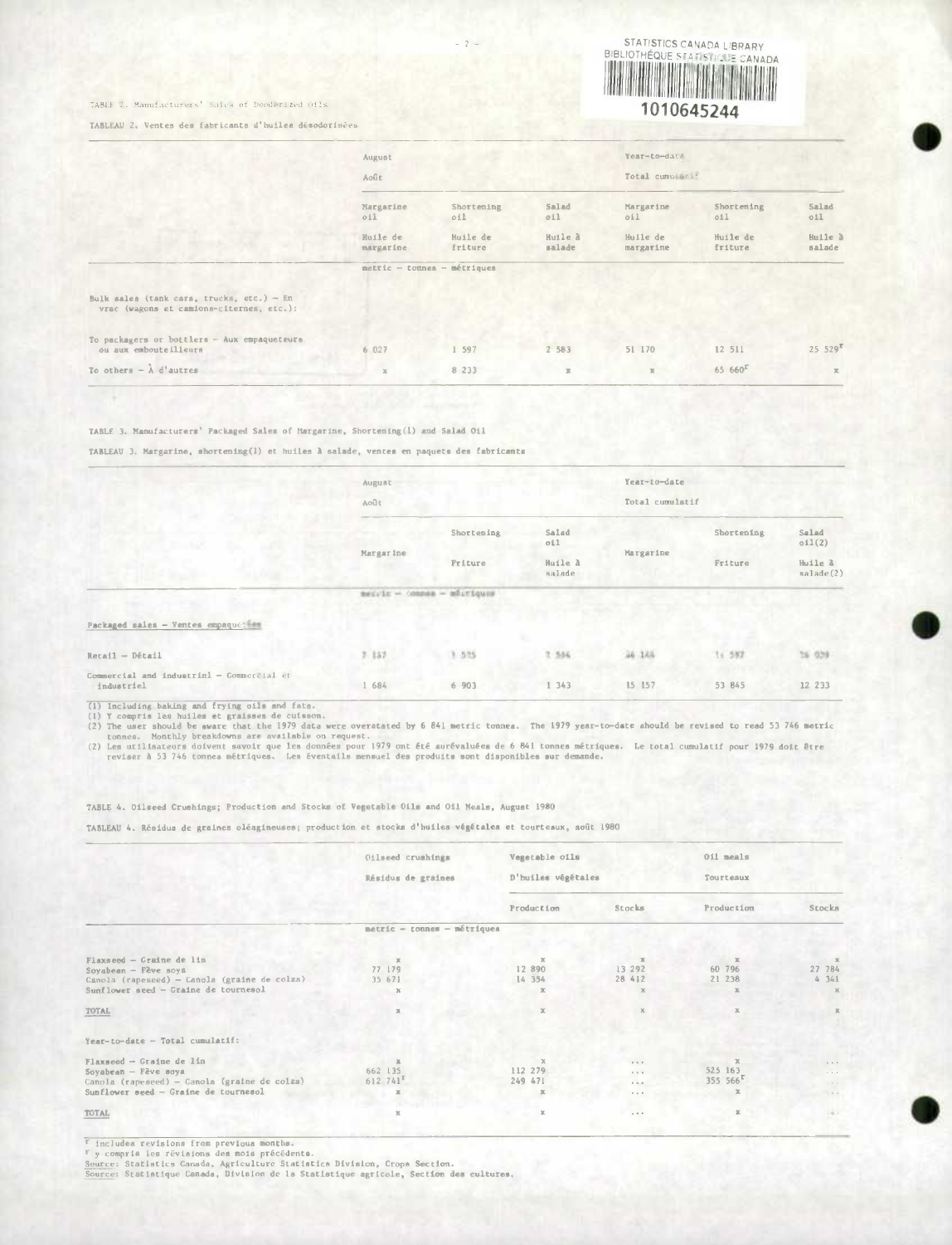STATISTICS CANADA LIBRARY
BIBLIOTHÈQUE STATISTIQUE CANADA

1010645244

TABLE 2. Manufacturers' Sales of Deodorized Oils

TABLEAU 2. Ventes des fabricants d'huiles désodorisées

| | August | | | Year-to-date | | |
|---|---|---|---|---|---|---|
| | Août | | | Total cumulatif | | |
| | Margarine oil | Shortening oil | Salad oil | Margarine oil | Shortening oil | Salad oil |
| | Huile de margarine | Huile de friture | Huile à salade | Huile de margarine | Huile de friture | Huile à salade |
| | metric – tonnes – métriques | | | | | |
| Bulk sales (tank cars, trucks, etc.) – En vrac (wagons et camions-citernes, etc.): | | | | | | |
| To packagers or bottlers – Aux empaqueteurs ou aux embouteilleurs | 6 027 | 1 597 | 2 583 | 51 170 | 12 511 | 25 529[r] |
| To others – À d'autres | x | 8 233 | x | x | 65 660[r] | x |

TABLE 3. Manufacturers' Packaged Sales of Margarine, Shortening(1) and Salad Oil

TABLEAU 3. Margarine, shortening(1) et huiles à salade, ventes en paquets des fabricants

| | August | | | Year-to-date | | |
|---|---|---|---|---|---|---|
| | Août | | | Total cumulatif | | |
| | Margarine | Shortening | Salad oil | Margarine | Shortening | Salad oil(2) |
| | | Friture | Huile à salade | | Friture | Huile à salade(2) |
| | metric – tonnes – métriques | | | | | |
| Packaged sales – Ventes empaquetées | | | | | | |
| Retail – Détail | 7 157 | 1 535 | 7 594 | 46 146 | 14 587 | 56 029 |
| Commercial and industrial – Commercial et industriel | 1 684 | 6 903 | 1 343 | 15 157 | 53 845 | 12 233 |

(1) Including baking and frying oils and fats.
(1) Y compris les huiles et graisses de cuisson.
(2) The user should be aware that the 1979 data were overstated by 6 841 metric tonnes. The 1979 year-to-date should be revised to read 53 746 metric tonnes. Monthly breakdowns are available on request.
(2) Les utilisateurs doivent savoir que les données pour 1979 ont été surévaluées de 6 841 tonnes métriques. Le total cumulatif pour 1979 doit être reviser à 53 746 tonnes métriques. Les éventails mensuel des produits sont disponibles sur demande.

TABLE 4. Oilseed Crushings; Production and Stocks of Vegetable Oils and Oil Meals, August 1980

TABLEAU 4. Résidus de graines oléagineuses; production et stocks d'huiles végétales et tourteaux, août 1980

| | Oilseed crushings | Vegetable oils | | Oil meals | |
|---|---|---|---|---|---|
| | Résidus de graines | D'huiles végétales | | Tourteaux | |
| | | Production | Stocks | Production | Stocks |
| | metric – tonnes – métriques | | | | |
| Flaxseed – Graine de lin | x | x | x | x | x |
| Soyabean – Fève soya | 77 179 | 12 890 | 13 292 | 60 796 | 27 784 |
| Canola (rapeseed) – Canola (graine de colza) | 35 671 | 14 354 | 28 412 | 21 238 | 4 341 |
| Sunflower seed – Graine de tournesol | x | x | x | x | x |
| TOTAL | x | x | x | x | x |
| Year-to-date – Total cumulatif: | | | | | |
| Flaxseed – Graine de lin | x | x | ... | x | ... |
| Soyabean – Fève soya | 662 135 | 112 279 | ... | 525 163 | ... |
| Canola (rapeseed) – Canola (graine de colza) | 612 741[r] | 249 471 | ... | 355 566[r] | ... |
| Sunflower seed – Graine de tournesol | x | x | ... | x | ... |
| TOTAL | x | x | ... | x | ... |

[r] includes revisions from previous months.
[r] y compris les révisions des mois précédents.
Source: Statistics Canada, Agriculture Statistics Division, Crops Section.
Source: Statistique Canada, Division de la Statistique agricole, Section des cultures.